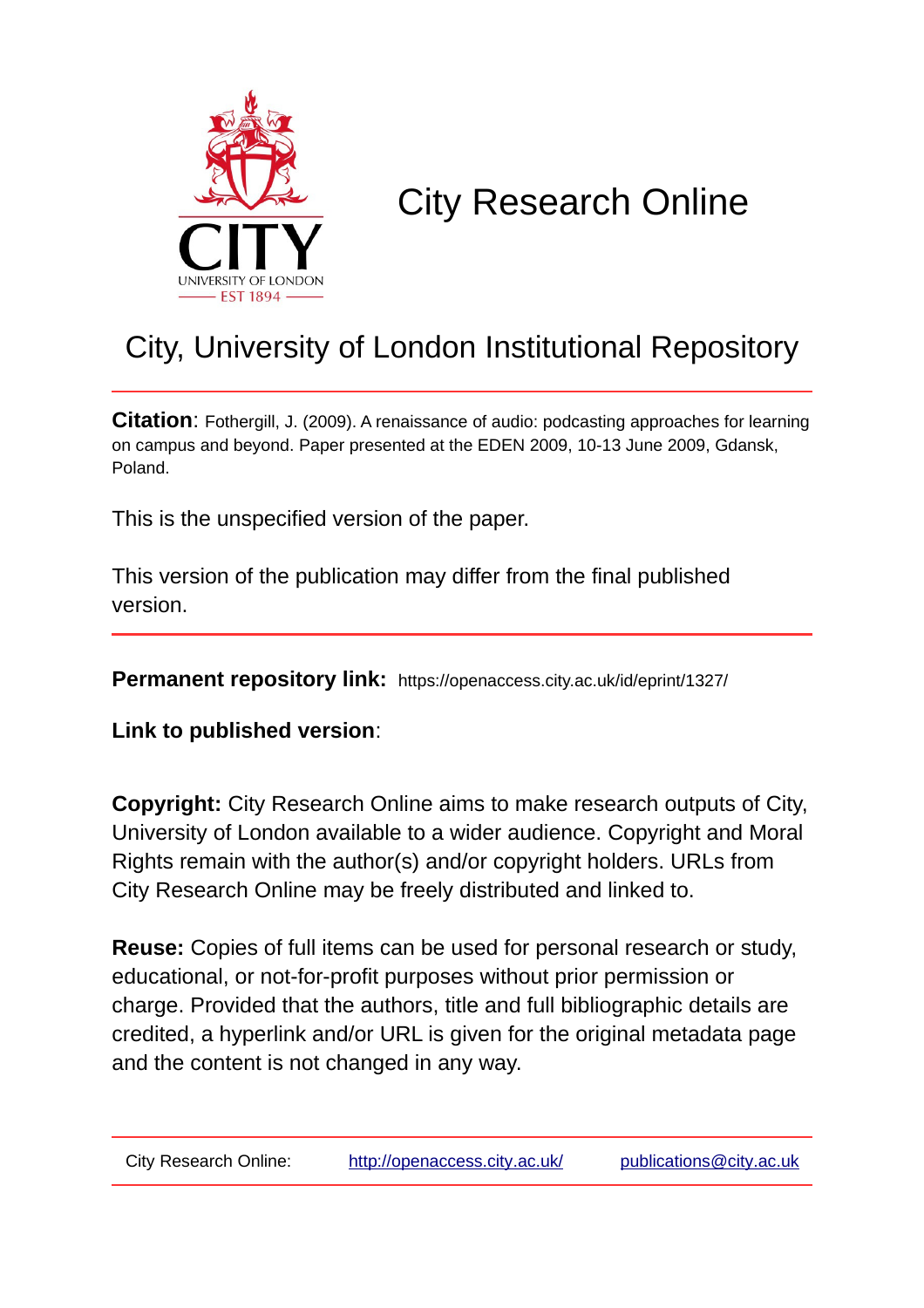# City Research Online

## City, University of London Institutional Repository

**Citation**: Fothergill, J. (2009). A renaissance of audio: podcasting approaches for learning on campus and beyond. Paper presented at the EDEN 2009, 10-13 June 2009, Gdansk, Poland.

This is the unspecified version of the paper.

This version of the publication may differ from the final published version.

**Permanent repository link:** https://openaccess.city.ac.uk/id/eprint/1327/

**Link to published version**:

**Copyright:** City Research Online aims to make research outputs of City, University of London available to a wider audience. Copyright and Moral Rights remain with the author(s) and/or copyright holders. URLs from City Research Online may be freely distributed and linked to.

**Reuse:** Copies of full items can be used for personal research or study, educational, or not-for-profit purposes without prior permission or charge. Provided that the authors, title and full bibliographic details are credited, a hyperlink and/or URL is given for the original metadata page and the content is not changed in any way.

City Research Online: http://openaccess.city.ac.uk/ publications@city.ac.uk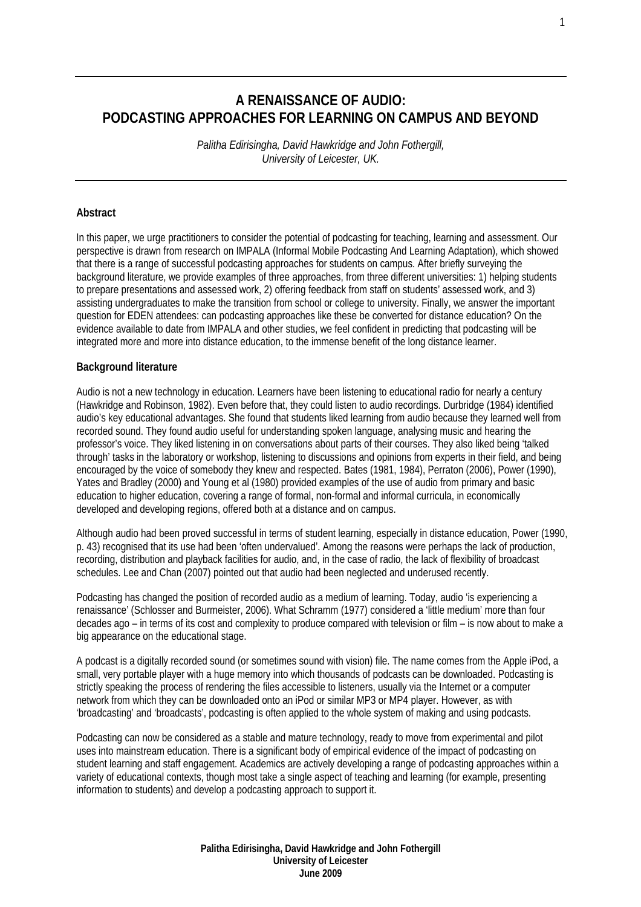# A RENAISSANCE OF AUDIO: PODCASTING APPROACHES FOR LEARNING ON CAMPUS AND BEYOND

*Palitha Edirisingha, David Hawkridge and John Fothergill, University of Leicester, UK.*

**Abstract**

In this paper, we urge practitioners to consider the potential of podcasting for teaching, learning and assessment. Our perspective is drawn from research on IMPALA (Informal Mobile Podcasting And Learning Adaptation), which showed that there is a range of successful podcasting approaches for students on campus. After briefly surveying the background literature, we provide examples of three approaches, from three different universities: 1) helping students to prepare presentations and assessed work, 2) offering feedback from staff on students' assessed work, and 3) assisting undergraduates to make the transition from school or college to university. Finally, we answer the important question for EDEN attendees: can podcasting approaches like these be converted for distance education? On the evidence available to date from IMPALA and other studies, we feel confident in predicting that podcasting will be integrated more and more into distance education, to the immense benefit of the long distance learner.

**Background literature**

Audio is not a new technology in education. Learners have been listening to educational radio for nearly a century (Hawkridge and Robinson, 1982). Even before that, they could listen to audio recordings. Durbridge (1984) identified audio's key educational advantages. She found that students liked learning from audio because they learned well from recorded sound. They found audio useful for understanding spoken language, analysing music and hearing the professor's voice. They liked listening in on conversations about parts of their courses. They also liked being 'talked through' tasks in the laboratory or workshop, listening to discussions and opinions from experts in their field, and being encouraged by the voice of somebody they knew and respected. Bates (1981, 1984), Perraton (2006), Power (1990), Yates and Bradley (2000) and Young et al (1980) provided examples of the use of audio from primary and basic education to higher education, covering a range of formal, non-formal and informal curricula, in economically developed and developing regions, offered both at a distance and on campus.

Although audio had been proved successful in terms of student learning, especially in distance education, Power (1990, p. 43) recognised that its use had been 'often undervalued'. Among the reasons were perhaps the lack of production, recording, distribution and playback facilities for audio, and, in the case of radio, the lack of flexibility of broadcast schedules. Lee and Chan (2007) pointed out that audio had been neglected and underused recently.

Podcasting has changed the position of recorded audio as a medium of learning. Today, audio 'is experiencing a renaissance' (Schlosser and Burmeister, 2006). What Schramm (1977) considered a 'little medium' more than four decades ago – in terms of its cost and complexity to produce compared with television or film – is now about to make a big appearance on the educational stage.

A podcast is a digitally recorded sound (or sometimes sound with vision) file. The name comes from the Apple iPod, a small, very portable player with a huge memory into which thousands of podcasts can be downloaded. Podcasting is strictly speaking the process of rendering the files accessible to listeners, usually via the Internet or a computer network from which they can be downloaded onto an iPod or similar MP3 or MP4 player. However, as with 'broadcasting' and 'broadcasts', podcasting is often applied to the whole system of making and using podcasts.

Podcasting can now be considered as a stable and mature technology, ready to move from experimental and pilot uses into mainstream education. There is a significant body of empirical evidence of the impact of podcasting on student learning and staff engagement. Academics are actively developing a range of podcasting approaches within a variety of educational contexts, though most take a single aspect of teaching and learning (for example, presenting information to students) and develop a podcasting approach to support it.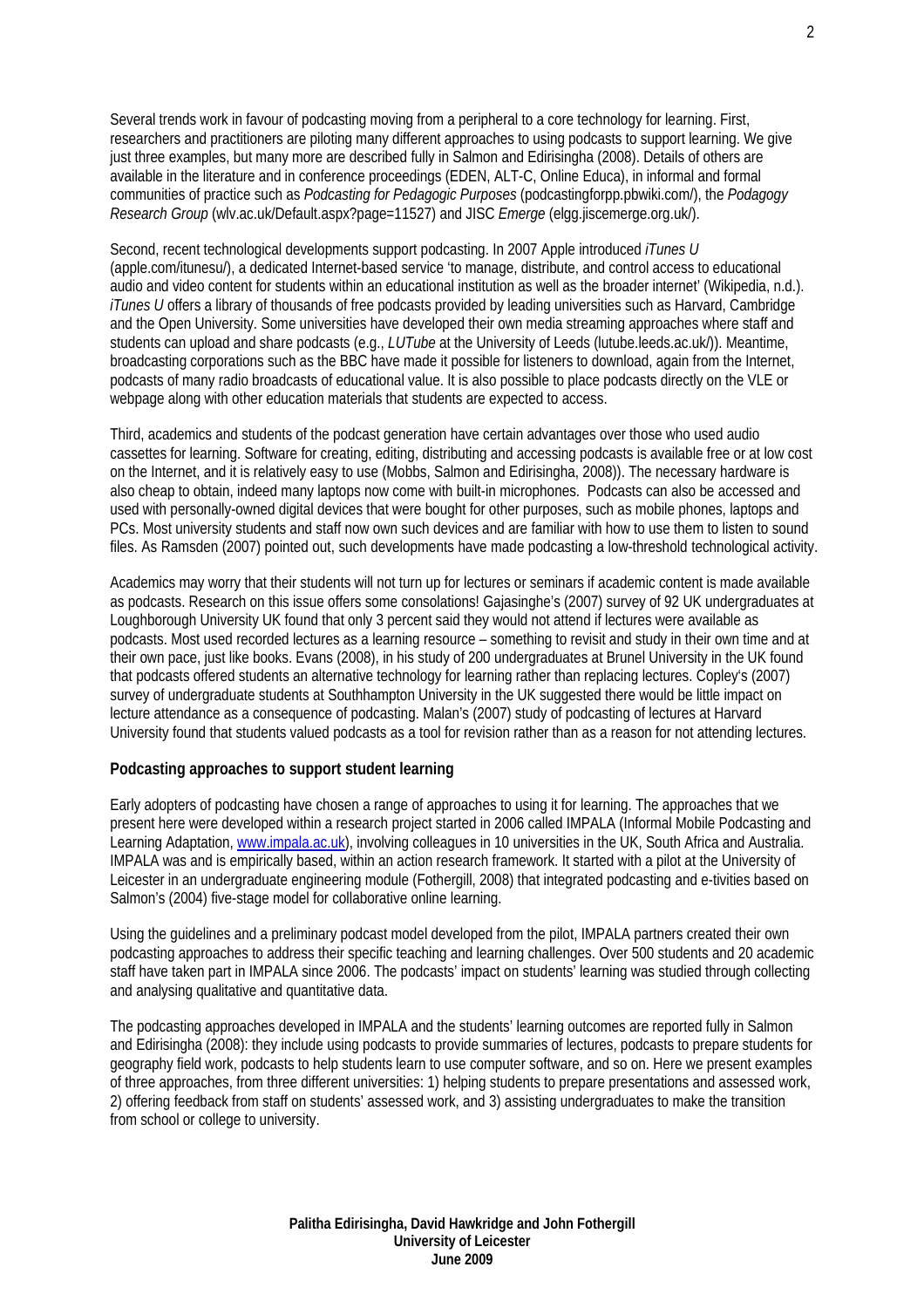Several trends work in favour of podcasting moving from a peripheral to a core technology for learning. First, researchers and practitioners are piloting many different approaches to using podcasts to support learning. We give just three examples, but many more are described fully in Salmon and Edirisingha (2008). Details of others are available in the literature and in conference proceedings (EDEN, ALT-C, Online Educa), in informal and formal communities of practice such as *Podcasting for Pedagogic Purposes* (podcastingforpp.pbwiki.com/), the *Podagogy Research Group* (wlv.ac.uk/Default.aspx?page=11527) and JISC *Emerge* (elgg.jiscemerge.org.uk/).

Second, recent technological developments support podcasting. In 2007 Apple introduced *iTunes U* (apple.com/itunesu/), a dedicated Internet-based service 'to manage, distribute, and control access to educational audio and video content for students within an educational institution as well as the broader internet' (Wikipedia, n.d.). *iTunes U* offers a library of thousands of free podcasts provided by leading universities such as Harvard, Cambridge and the Open University. Some universities have developed their own media streaming approaches where staff and students can upload and share podcasts (e.g., *LUTube* at the University of Leeds (lutube.leeds.ac.uk/)). Meantime, broadcasting corporations such as the BBC have made it possible for listeners to download, again from the Internet, podcasts of many radio broadcasts of educational value. It is also possible to place podcasts directly on the VLE or webpage along with other education materials that students are expected to access.

Third, academics and students of the podcast generation have certain advantages over those who used audio cassettes for learning. Software for creating, editing, distributing and accessing podcasts is available free or at low cost on the Internet, and it is relatively easy to use (Mobbs, Salmon and Edirisingha, 2008)). The necessary hardware is also cheap to obtain, indeed many laptops now come with built-in microphones. Podcasts can also be accessed and used with personally-owned digital devices that were bought for other purposes, such as mobile phones, laptops and PCs. Most university students and staff now own such devices and are familiar with how to use them to listen to sound files. As Ramsden (2007) pointed out, such developments have made podcasting a low-threshold technological activity.

Academics may worry that their students will not turn up for lectures or seminars if academic content is made available as podcasts. Research on this issue offers some consolations! Gajasinghe's (2007) survey of 92 UK undergraduates at Loughborough University UK found that only 3 percent said they would not attend if lectures were available as podcasts. Most used recorded lectures as a learning resource – something to revisit and study in their own time and at their own pace, just like books. Evans (2008), in his study of 200 undergraduates at Brunel University in the UK found that podcasts offered students an alternative technology for learning rather than replacing lectures. Copley's (2007) survey of undergraduate students at Southhampton University in the UK suggested there would be little impact on lecture attendance as a consequence of podcasting. Malan's (2007) study of podcasting of lectures at Harvard University found that students valued podcasts as a tool for revision rather than as a reason for not attending lectures.

## Podcasting approaches to support student learning

Early adopters of podcasting have chosen a range of approaches to using it for learning. The approaches that we present here were developed within a research project started in 2006 called IMPALA (Informal Mobile Podcasting and Learning Adaptation, www.impala.ac.uk), involving colleagues in 10 universities in the UK, South Africa and Australia. IMPALA was and is empirically based, within an action research framework. It started with a pilot at the University of Leicester in an undergraduate engineering module (Fothergill, 2008) that integrated podcasting and e-tivities based on Salmon's (2004) five-stage model for collaborative online learning.

Using the guidelines and a preliminary podcast model developed from the pilot, IMPALA partners created their own podcasting approaches to address their specific teaching and learning challenges. Over 500 students and 20 academic staff have taken part in IMPALA since 2006. The podcasts' impact on students' learning was studied through collecting and analysing qualitative and quantitative data.

The podcasting approaches developed in IMPALA and the students' learning outcomes are reported fully in Salmon and Edirisingha (2008): they include using podcasts to provide summaries of lectures, podcasts to prepare students for geography field work, podcasts to help students learn to use computer software, and so on. Here we present examples of three approaches, from three different universities: 1) helping students to prepare presentations and assessed work, 2) offering feedback from staff on students' assessed work, and 3) assisting undergraduates to make the transition from school or college to university.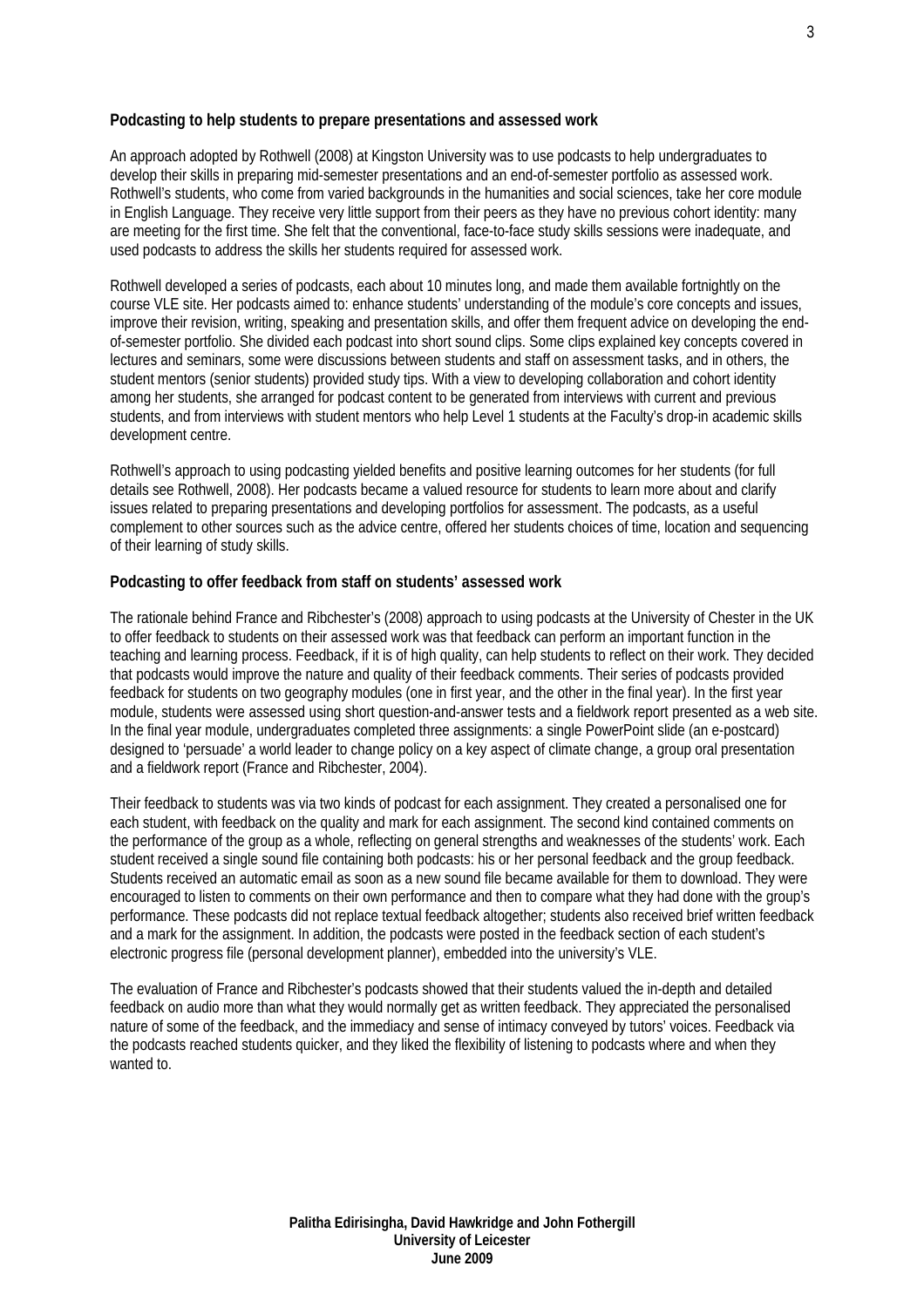**Podcasting to help students to prepare presentations and assessed work**

An approach adopted by Rothwell (2008) at Kingston University was to use podcasts to help undergraduates to develop their skills in preparing mid-semester presentations and an end-of-semester portfolio as assessed work. Rothwell's students, who come from varied backgrounds in the humanities and social sciences, take her core module in English Language. They receive very little support from their peers as they have no previous cohort identity: many are meeting for the first time. She felt that the conventional, face-to-face study skills sessions were inadequate, and used podcasts to address the skills her students required for assessed work.

Rothwell developed a series of podcasts, each about 10 minutes long, and made them available fortnightly on the course VLE site. Her podcasts aimed to: enhance students' understanding of the module's core concepts and issues, improve their revision, writing, speaking and presentation skills, and offer them frequent advice on developing the end-of-semester portfolio. She divided each podcast into short sound clips. Some clips explained key concepts covered in lectures and seminars, some were discussions between students and staff on assessment tasks, and in others, the student mentors (senior students) provided study tips. With a view to developing collaboration and cohort identity among her students, she arranged for podcast content to be generated from interviews with current and previous students, and from interviews with student mentors who help Level 1 students at the Faculty's drop-in academic skills development centre.

Rothwell's approach to using podcasting yielded benefits and positive learning outcomes for her students (for full details see Rothwell, 2008). Her podcasts became a valued resource for students to learn more about and clarify issues related to preparing presentations and developing portfolios for assessment. The podcasts, as a useful complement to other sources such as the advice centre, offered her students choices of time, location and sequencing of their learning of study skills.

**Podcasting to offer feedback from staff on students' assessed work**

The rationale behind France and Ribchester's (2008) approach to using podcasts at the University of Chester in the UK to offer feedback to students on their assessed work was that feedback can perform an important function in the teaching and learning process. Feedback, if it is of high quality, can help students to reflect on their work. They decided that podcasts would improve the nature and quality of their feedback comments. Their series of podcasts provided feedback for students on two geography modules (one in first year, and the other in the final year). In the first year module, students were assessed using short question-and-answer tests and a fieldwork report presented as a web site. In the final year module, undergraduates completed three assignments: a single PowerPoint slide (an e-postcard) designed to 'persuade' a world leader to change policy on a key aspect of climate change, a group oral presentation and a fieldwork report (France and Ribchester, 2004).

Their feedback to students was via two kinds of podcast for each assignment. They created a personalised one for each student, with feedback on the quality and mark for each assignment. The second kind contained comments on the performance of the group as a whole, reflecting on general strengths and weaknesses of the students' work. Each student received a single sound file containing both podcasts: his or her personal feedback and the group feedback. Students received an automatic email as soon as a new sound file became available for them to download. They were encouraged to listen to comments on their own performance and then to compare what they had done with the group's performance. These podcasts did not replace textual feedback altogether; students also received brief written feedback and a mark for the assignment. In addition, the podcasts were posted in the feedback section of each student's electronic progress file (personal development planner), embedded into the university's VLE.

The evaluation of France and Ribchester's podcasts showed that their students valued the in-depth and detailed feedback on audio more than what they would normally get as written feedback. They appreciated the personalised nature of some of the feedback, and the immediacy and sense of intimacy conveyed by tutors' voices. Feedback via the podcasts reached students quicker, and they liked the flexibility of listening to podcasts where and when they wanted to.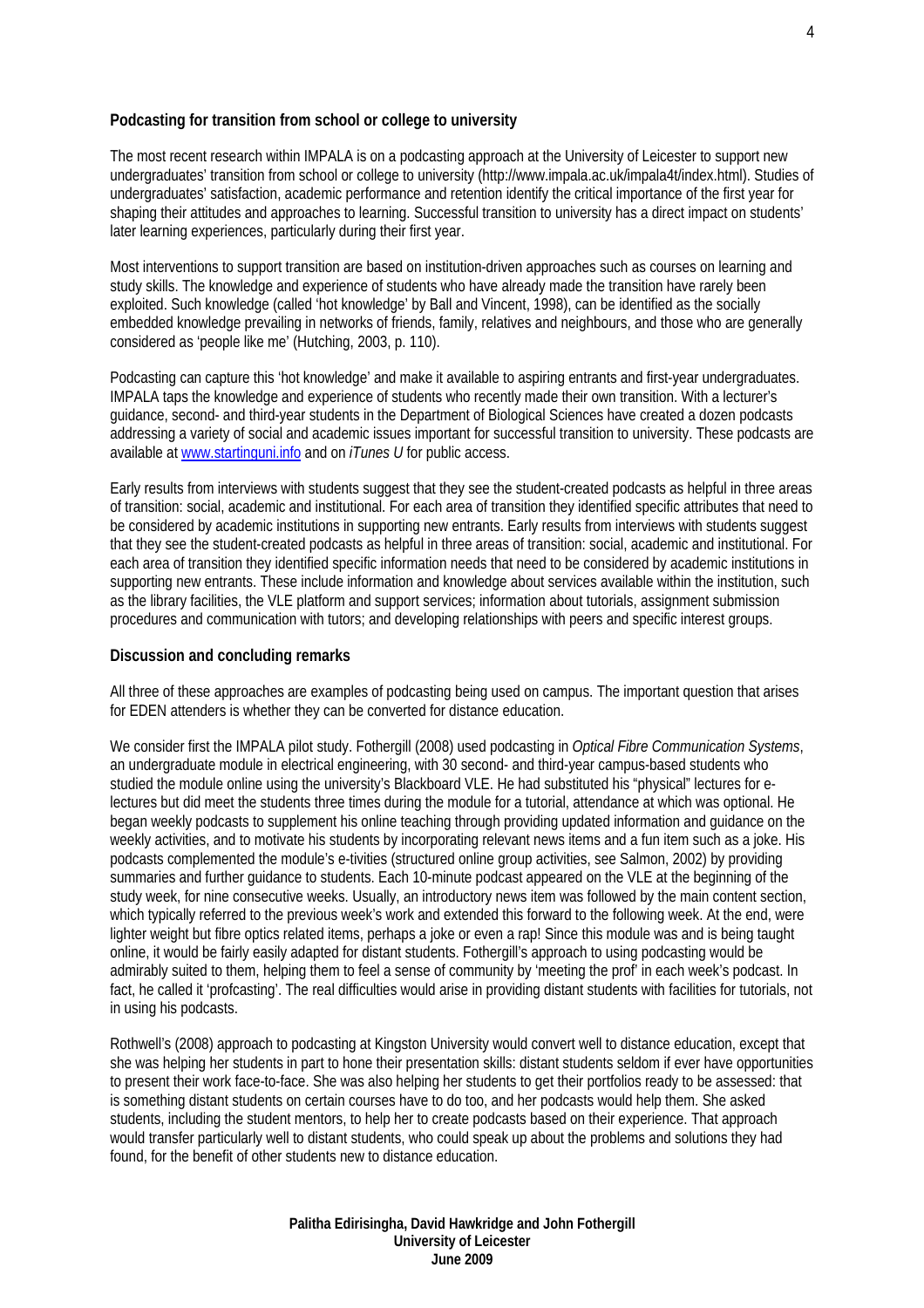**Podcasting for transition from school or college to university**

The most recent research within IMPALA is on a podcasting approach at the University of Leicester to support new undergraduates' transition from school or college to university (http://www.impala.ac.uk/impala4t/index.html). Studies of undergraduates' satisfaction, academic performance and retention identify the critical importance of the first year for shaping their attitudes and approaches to learning. Successful transition to university has a direct impact on students' later learning experiences, particularly during their first year.

Most interventions to support transition are based on institution-driven approaches such as courses on learning and study skills. The knowledge and experience of students who have already made the transition have rarely been exploited. Such knowledge (called 'hot knowledge' by Ball and Vincent, 1998), can be identified as the socially embedded knowledge prevailing in networks of friends, family, relatives and neighbours, and those who are generally considered as 'people like me' (Hutching, 2003, p. 110).

Podcasting can capture this 'hot knowledge' and make it available to aspiring entrants and first-year undergraduates. IMPALA taps the knowledge and experience of students who recently made their own transition. With a lecturer's guidance, second- and third-year students in the Department of Biological Sciences have created a dozen podcasts addressing a variety of social and academic issues important for successful transition to university. These podcasts are available at [www.startinguni.info](www.startinguni.info) and on *iTunes U* for public access.

Early results from interviews with students suggest that they see the student-created podcasts as helpful in three areas of transition: social, academic and institutional. For each area of transition they identified specific attributes that need to be considered by academic institutions in supporting new entrants. Early results from interviews with students suggest that they see the student-created podcasts as helpful in three areas of transition: social, academic and institutional. For each area of transition they identified specific information needs that need to be considered by academic institutions in supporting new entrants. These include information and knowledge about services available within the institution, such as the library facilities, the VLE platform and support services; information about tutorials, assignment submission procedures and communication with tutors; and developing relationships with peers and specific interest groups.

**Discussion and concluding remarks**

All three of these approaches are examples of podcasting being used on campus. The important question that arises for EDEN attenders is whether they can be converted for distance education.

We consider first the IMPALA pilot study. Fothergill (2008) used podcasting in *Optical Fibre Communication Systems*, an undergraduate module in electrical engineering, with 30 second- and third-year campus-based students who studied the module online using the university's Blackboard VLE. He had substituted his "physical" lectures for e-lectures but did meet the students three times during the module for a tutorial, attendance at which was optional. He began weekly podcasts to supplement his online teaching through providing updated information and guidance on the weekly activities, and to motivate his students by incorporating relevant news items and a fun item such as a joke. His podcasts complemented the module's e-tivities (structured online group activities, see Salmon, 2002) by providing summaries and further guidance to students. Each 10-minute podcast appeared on the VLE at the beginning of the study week, for nine consecutive weeks. Usually, an introductory news item was followed by the main content section, which typically referred to the previous week's work and extended this forward to the following week. At the end, were lighter weight but fibre optics related items, perhaps a joke or even a rap! Since this module was and is being taught online, it would be fairly easily adapted for distant students. Fothergill's approach to using podcasting would be admirably suited to them, helping them to feel a sense of community by 'meeting the prof' in each week's podcast. In fact, he called it 'profcasting'. The real difficulties would arise in providing distant students with facilities for tutorials, not in using his podcasts.

Rothwell's (2008) approach to podcasting at Kingston University would convert well to distance education, except that she was helping her students in part to hone their presentation skills: distant students seldom if ever have opportunities to present their work face-to-face. She was also helping her students to get their portfolios ready to be assessed: that is something distant students on certain courses have to do too, and her podcasts would help them. She asked students, including the student mentors, to help her to create podcasts based on their experience. That approach would transfer particularly well to distant students, who could speak up about the problems and solutions they had found, for the benefit of other students new to distance education.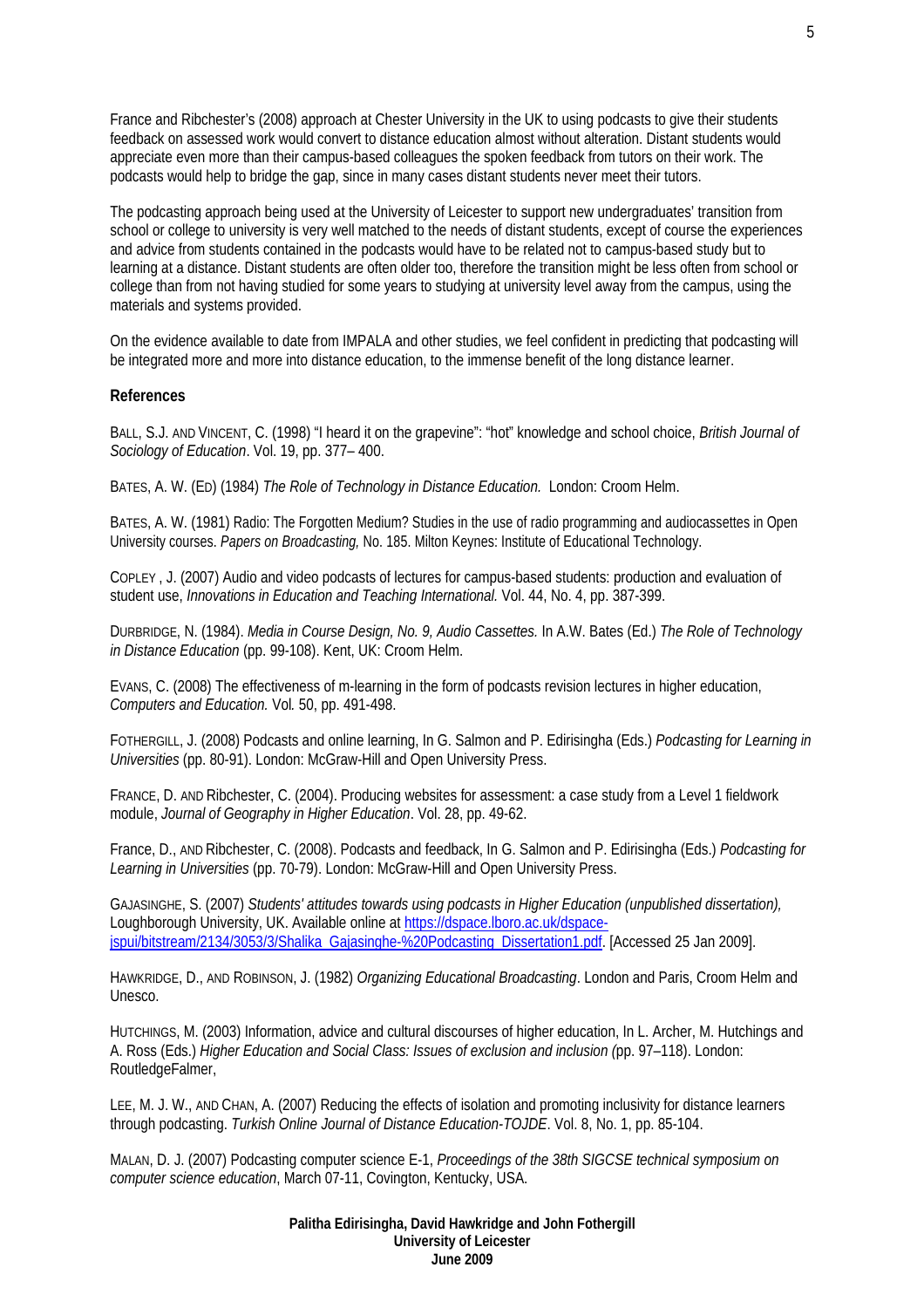France and Ribchester's (2008) approach at Chester University in the UK to using podcasts to give their students feedback on assessed work would convert to distance education almost without alteration. Distant students would appreciate even more than their campus-based colleagues the spoken feedback from tutors on their work. The podcasts would help to bridge the gap, since in many cases distant students never meet their tutors.

The podcasting approach being used at the University of Leicester to support new undergraduates' transition from school or college to university is very well matched to the needs of distant students, except of course the experiences and advice from students contained in the podcasts would have to be related not to campus-based study but to learning at a distance. Distant students are often older too, therefore the transition might be less often from school or college than from not having studied for some years to studying at university level away from the campus, using the materials and systems provided.

On the evidence available to date from IMPALA and other studies, we feel confident in predicting that podcasting will be integrated more and more into distance education, to the immense benefit of the long distance learner.

**References**

BALL, S.J. AND VINCENT, C. (1998) "I heard it on the grapevine": "hot" knowledge and school choice, *British Journal of Sociology of Education*. Vol. 19, pp. 377– 400.

BATES, A. W. (ED) (1984) *The Role of Technology in Distance Education.* London: Croom Helm.

BATES, A. W. (1981) Radio: The Forgotten Medium? Studies in the use of radio programming and audiocassettes in Open University courses. *Papers on Broadcasting,* No. 185. Milton Keynes: Institute of Educational Technology.

COPLEY , J. (2007) Audio and video podcasts of lectures for campus-based students: production and evaluation of student use, *Innovations in Education and Teaching International.* Vol. 44, No. 4, pp. 387-399.

DURBRIDGE, N. (1984). *Media in Course Design, No. 9, Audio Cassettes.* In A.W. Bates (Ed.) *The Role of Technology in Distance Education* (pp. 99-108). Kent, UK: Croom Helm.

EVANS, C. (2008) The effectiveness of m-learning in the form of podcasts revision lectures in higher education, *Computers and Education.* Vol*.* 50, pp. 491-498.

FOTHERGILL, J. (2008) Podcasts and online learning, In G. Salmon and P. Edirisingha (Eds.) *Podcasting for Learning in Universities* (pp. 80-91). London: McGraw-Hill and Open University Press.

FRANCE, D. AND Ribchester, C. (2004). Producing websites for assessment: a case study from a Level 1 fieldwork module, *Journal of Geography in Higher Education*. Vol. 28, pp. 49-62.

France, D., AND Ribchester, C. (2008). Podcasts and feedback, In G. Salmon and P. Edirisingha (Eds.) *Podcasting for Learning in Universities* (pp. 70-79). London: McGraw-Hill and Open University Press.

GAJASINGHE, S. (2007) *Students' attitudes towards using podcasts in Higher Education (unpublished dissertation),* Loughborough University, UK. Available online at https://dspace.lboro.ac.uk/dspace-jspui/bitstream/2134/3053/3/Shalika_Gajasinghe-%20Podcasting_Dissertation1.pdf. [Accessed 25 Jan 2009].

HAWKRIDGE, D., AND ROBINSON, J. (1982) *Organizing Educational Broadcasting*. London and Paris, Croom Helm and Unesco.

HUTCHINGS, M. (2003) Information, advice and cultural discourses of higher education, In L. Archer, M. Hutchings and A. Ross (Eds.) *Higher Education and Social Class: Issues of exclusion and inclusion (*pp. 97–118). London: RoutledgeFalmer,

LEE, M. J. W., AND CHAN, A. (2007) Reducing the effects of isolation and promoting inclusivity for distance learners through podcasting. *Turkish Online Journal of Distance Education-TOJDE*. Vol. 8, No. 1, pp. 85-104.

MALAN, D. J. (2007) Podcasting computer science E-1, *Proceedings of the 38th SIGCSE technical symposium on computer science education*, March 07-11, Covington, Kentucky, USA.

**Palitha Edirisingha, David Hawkridge and John Fothergill**
**University of Leicester**
**June 2009**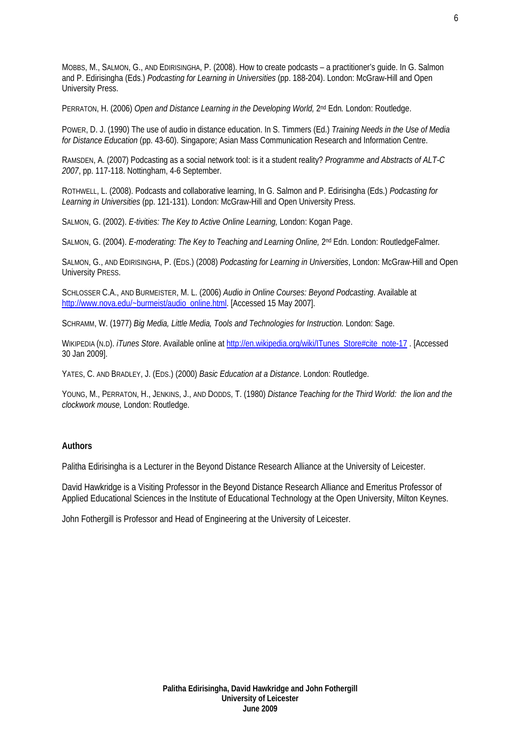MOBBS, M., SALMON, G., AND EDIRISINGHA, P. (2008). How to create podcasts – a practitioner's guide. In G. Salmon and P. Edirisingha (Eds.) *Podcasting for Learning in Universities* (pp. 188-204). London: McGraw-Hill and Open University Press.

PERRATON, H. (2006) *Open and Distance Learning in the Developing World,* 2nd Edn. London: Routledge.

POWER, D. J. (1990) The use of audio in distance education. In S. Timmers (Ed.) *Training Needs in the Use of Media for Distance Education* (pp. 43-60). Singapore; Asian Mass Communication Research and Information Centre.

RAMSDEN, A. (2007) Podcasting as a social network tool: is it a student reality? *Programme and Abstracts of ALT-C 2007*, pp. 117-118. Nottingham, 4-6 September.

ROTHWELL, L. (2008). Podcasts and collaborative learning, In G. Salmon and P. Edirisingha (Eds.) *Podcasting for Learning in Universities* (pp. 121-131). London: McGraw-Hill and Open University Press.

SALMON, G. (2002). *E-tivities: The Key to Active Online Learning,* London: Kogan Page.

SALMON, G. (2004). *E-moderating: The Key to Teaching and Learning Online,* 2nd Edn. London: RoutledgeFalmer.

SALMON, G., AND EDIRISINGHA, P. (EDS.) (2008) *Podcasting for Learning in Universities*, London: McGraw-Hill and Open University PRESS.

SCHLOSSER C.A., AND BURMEISTER, M. L. (2006) *Audio in Online Courses: Beyond Podcasting*. Available at http://www.nova.edu/~burmeist/audio_online.html. [Accessed 15 May 2007].

SCHRAMM, W. (1977) *Big Media, Little Media, Tools and Technologies for Instruction.* London: Sage.

WIKIPEDIA (N.D). *iTunes Store*. Available online at http://en.wikipedia.org/wiki/ITunes_Store#cite_note-17 . [Accessed 30 Jan 2009].

YATES, C. AND BRADLEY, J. (EDS.) (2000) *Basic Education at a Distance*. London: Routledge.

YOUNG, M., PERRATON, H., JENKINS, J., AND DODDS, T. (1980) *Distance Teaching for the Third World: the lion and the clockwork mouse,* London: Routledge.

**Authors**

Palitha Edirisingha is a Lecturer in the Beyond Distance Research Alliance at the University of Leicester.

David Hawkridge is a Visiting Professor in the Beyond Distance Research Alliance and Emeritus Professor of Applied Educational Sciences in the Institute of Educational Technology at the Open University, Milton Keynes.

John Fothergill is Professor and Head of Engineering at the University of Leicester.